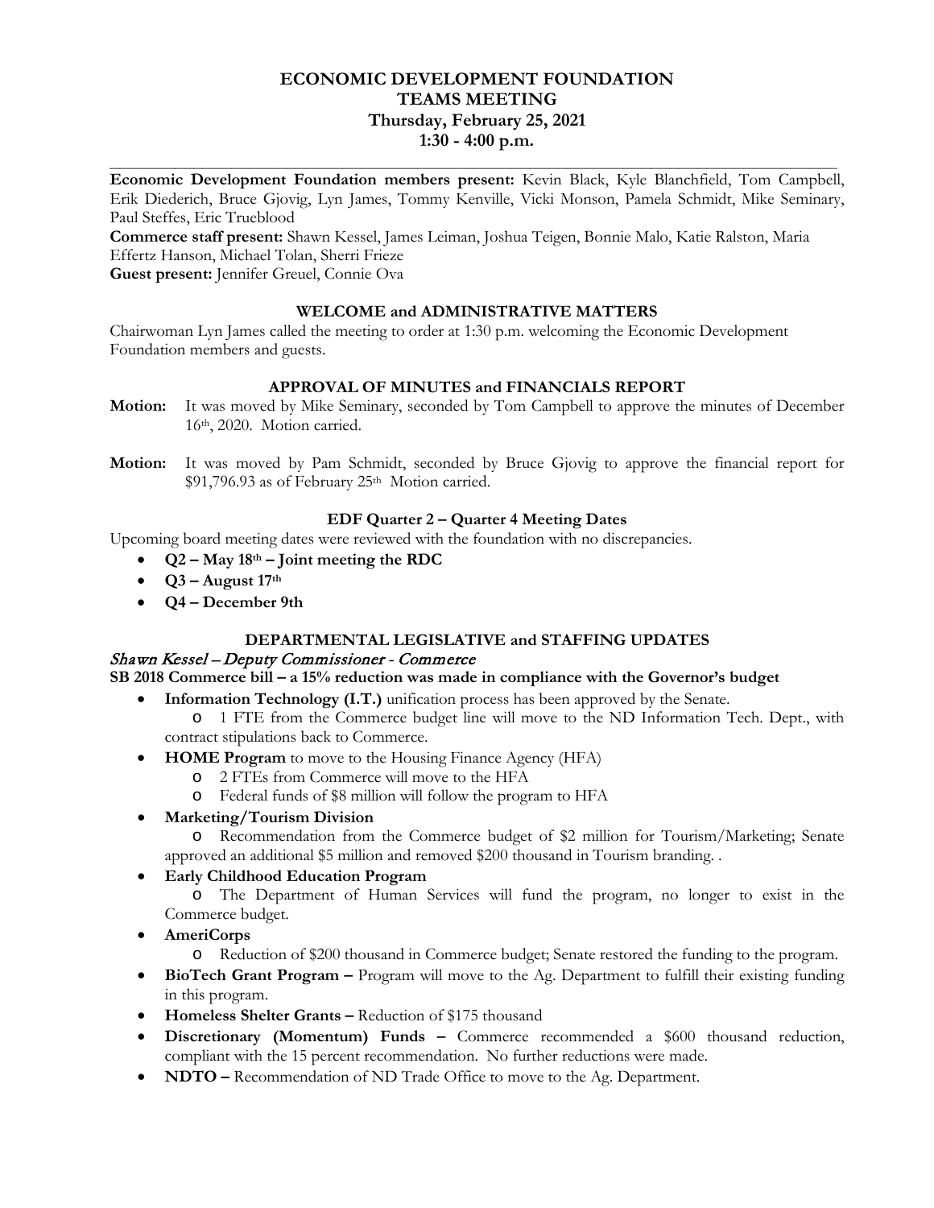# ECONOMIC DEVELOPMENT FOUNDATION
# TEAMS MEETING
# Thursday, February 25, 2021
# 1:30 - 4:00 p.m.

---

**Economic Development Foundation members present:** Kevin Black, Kyle Blanchfield, Tom Campbell, Erik Diederich, Bruce Gjovig, Lyn James, Tommy Kenville, Vicki Monson, Pamela Schmidt, Mike Seminary, Paul Steffes, Eric Trueblood
**Commerce staff present:** Shawn Kessel, James Leiman, Joshua Teigen, Bonnie Malo, Katie Ralston, Maria Effertz Hanson, Michael Tolan, Sherri Frieze
**Guest present:** Jennifer Greuel, Connie Ova

### WELCOME and ADMINISTRATIVE MATTERS

Chairwoman Lyn James called the meeting to order at 1:30 p.m. welcoming the Economic Development Foundation members and guests.

### APPROVAL OF MINUTES and FINANCIALS REPORT

**Motion:** It was moved by Mike Seminary, seconded by Tom Campbell to approve the minutes of December 16th, 2020. Motion carried.

**Motion:** It was moved by Pam Schmidt, seconded by Bruce Gjovig to approve the financial report for $91,796.93 as of February 25th Motion carried.

### EDF Quarter 2 – Quarter 4 Meeting Dates

Upcoming board meeting dates were reviewed with the foundation with no discrepancies.

- **Q2 – May 18th – Joint meeting the RDC**
- **Q3 – August 17th**
- **Q4 – December 9th**

### DEPARTMENTAL LEGISLATIVE and STAFFING UPDATES

*Shawn Kessel – Deputy Commissioner - Commerce*

**SB 2018 Commerce bill – a 15% reduction was made in compliance with the Governor's budget**

- **Information Technology (I.T.)** unification process has been approved by the Senate.
  - 1 FTE from the Commerce budget line will move to the ND Information Tech. Dept., with contract stipulations back to Commerce.
- **HOME Program** to move to the Housing Finance Agency (HFA)
  - 2 FTEs from Commerce will move to the HFA
  - Federal funds of $8 million will follow the program to HFA
- **Marketing/Tourism Division**
  - Recommendation from the Commerce budget of $2 million for Tourism/Marketing; Senate approved an additional $5 million and removed $200 thousand in Tourism branding. .
- **Early Childhood Education Program**
  - The Department of Human Services will fund the program, no longer to exist in the Commerce budget.
- **AmeriCorps**
  - Reduction of $200 thousand in Commerce budget; Senate restored the funding to the program.
- **BioTech Grant Program –** Program will move to the Ag. Department to fulfill their existing funding in this program.
- **Homeless Shelter Grants –** Reduction of $175 thousand
- **Discretionary (Momentum) Funds –** Commerce recommended a $600 thousand reduction, compliant with the 15 percent recommendation. No further reductions were made.
- **NDTO –** Recommendation of ND Trade Office to move to the Ag. Department.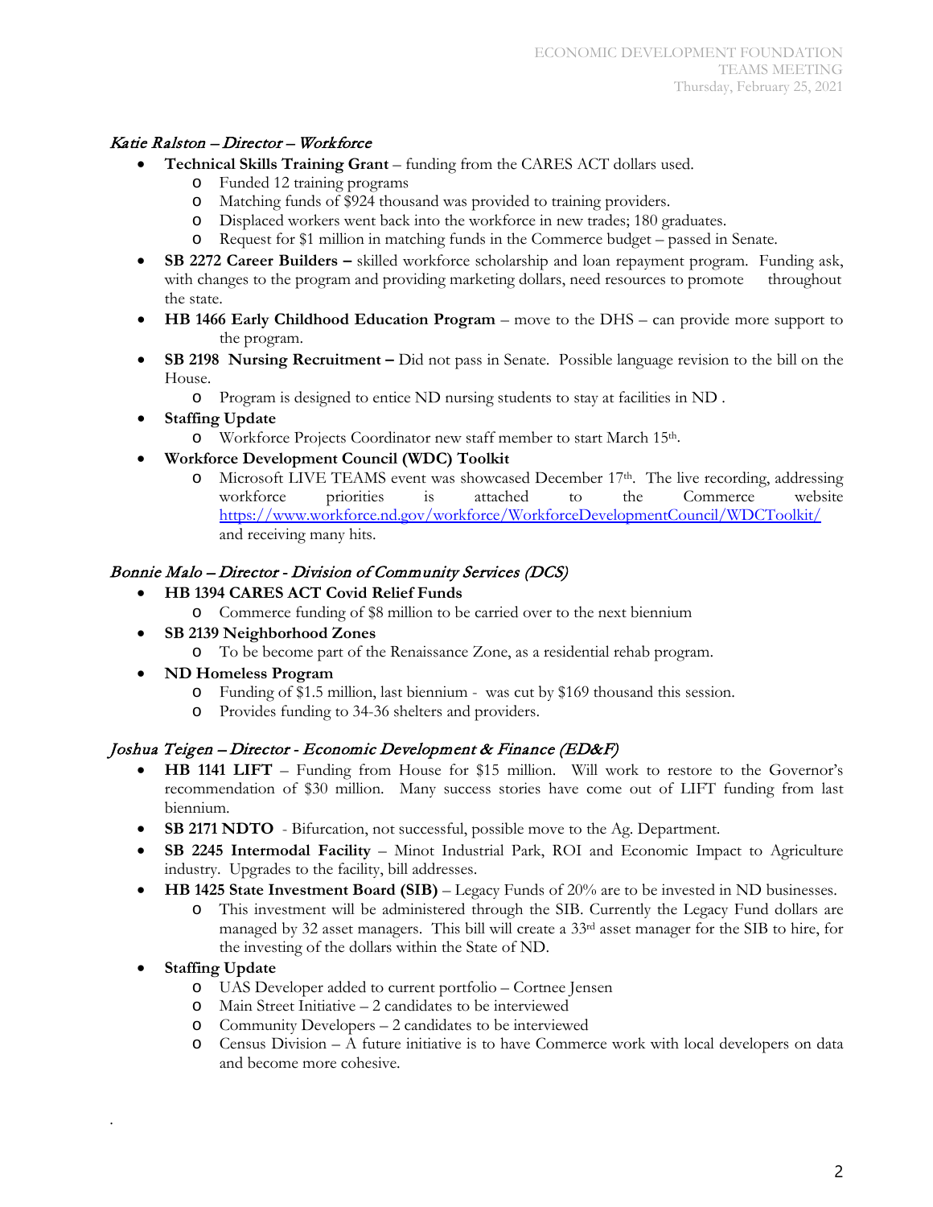*Katie Ralston – Director – Workforce*

- **Technical Skills Training Grant** – funding from the CARES ACT dollars used.
  - Funded 12 training programs
  - Matching funds of $924 thousand was provided to training providers.
  - Displaced workers went back into the workforce in new trades; 180 graduates.
  - Request for $1 million in matching funds in the Commerce budget – passed in Senate.
- **SB 2272 Career Builders –** skilled workforce scholarship and loan repayment program. Funding ask, with changes to the program and providing marketing dollars, need resources to promote throughout the state.
- **HB 1466 Early Childhood Education Program** – move to the DHS – can provide more support to the program.
- **SB 2198 Nursing Recruitment –** Did not pass in Senate. Possible language revision to the bill on the House.
  - Program is designed to entice ND nursing students to stay at facilities in ND .
- **Staffing Update**
  - Workforce Projects Coordinator new staff member to start March 15th.
- **Workforce Development Council (WDC) Toolkit**
  - Microsoft LIVE TEAMS event was showcased December 17th. The live recording, addressing workforce priorities is attached to the Commerce website https://www.workforce.nd.gov/workforce/WorkforceDevelopmentCouncil/WDCToolkit/ and receiving many hits.

*Bonnie Malo – Director - Division of Community Services (DCS)*

- **HB 1394 CARES ACT Covid Relief Funds**
  - Commerce funding of $8 million to be carried over to the next biennium
- **SB 2139 Neighborhood Zones**
  - To be become part of the Renaissance Zone, as a residential rehab program.
- **ND Homeless Program**
  - Funding of $1.5 million, last biennium - was cut by $169 thousand this session.
  - Provides funding to 34-36 shelters and providers.

*Joshua Teigen – Director - Economic Development & Finance (ED&F)*

- **HB 1141 LIFT** – Funding from House for $15 million. Will work to restore to the Governor's recommendation of $30 million. Many success stories have come out of LIFT funding from last biennium.
- **SB 2171 NDTO** - Bifurcation, not successful, possible move to the Ag. Department.
- **SB 2245 Intermodal Facility** – Minot Industrial Park, ROI and Economic Impact to Agriculture industry. Upgrades to the facility, bill addresses.
- **HB 1425 State Investment Board (SIB)** – Legacy Funds of 20% are to be invested in ND businesses.
  - This investment will be administered through the SIB. Currently the Legacy Fund dollars are managed by 32 asset managers. This bill will create a 33rd asset manager for the SIB to hire, for the investing of the dollars within the State of ND.
- **Staffing Update**
  - UAS Developer added to current portfolio – Cortnee Jensen
  - Main Street Initiative – 2 candidates to be interviewed
  - Community Developers – 2 candidates to be interviewed
  - Census Division – A future initiative is to have Commerce work with local developers on data and become more cohesive.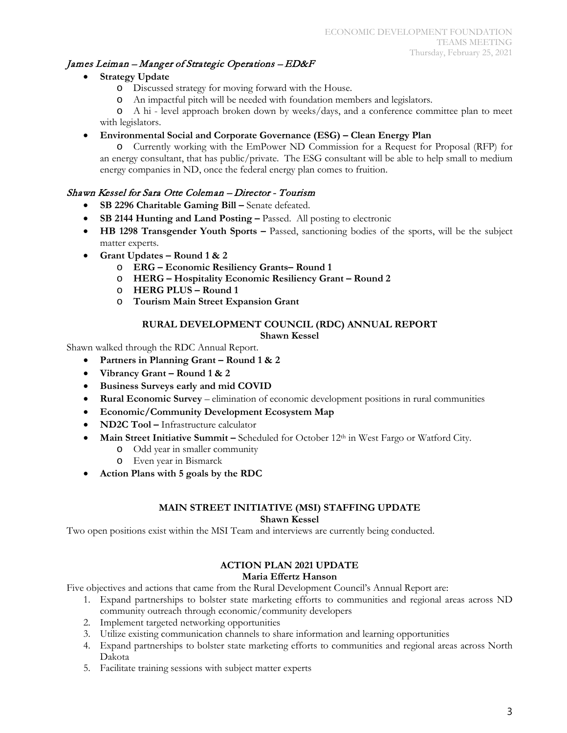*James Leiman – Manger of Strategic Operations – ED&F*

- **Strategy Update**
  - Discussed strategy for moving forward with the House.
  - An impactful pitch will be needed with foundation members and legislators.
  - A hi - level approach broken down by weeks/days, and a conference committee plan to meet with legislators.
- **Environmental Social and Corporate Governance (ESG) – Clean Energy Plan**
  - Currently working with the EmPower ND Commission for a Request for Proposal (RFP) for an energy consultant, that has public/private. The ESG consultant will be able to help small to medium energy companies in ND, once the federal energy plan comes to fruition.

*Shawn Kessel for Sara Otte Coleman – Director - Tourism*

- **SB 2296 Charitable Gaming Bill –** Senate defeated.
- **SB 2144 Hunting and Land Posting –** Passed. All posting to electronic
- **HB 1298 Transgender Youth Sports –** Passed, sanctioning bodies of the sports, will be the subject matter experts.
- **Grant Updates – Round 1 & 2**
  - **ERG – Economic Resiliency Grants– Round 1**
  - **HERG – Hospitality Economic Resiliency Grant – Round 2**
  - **HERG PLUS – Round 1**
  - **Tourism Main Street Expansion Grant**

## RURAL DEVELOPMENT COUNCIL (RDC) ANNUAL REPORT

**Shawn Kessel**

Shawn walked through the RDC Annual Report.

- **Partners in Planning Grant – Round 1 & 2**
- **Vibrancy Grant – Round 1 & 2**
- **Business Surveys early and mid COVID**
- **Rural Economic Survey** – elimination of economic development positions in rural communities
- **Economic/Community Development Ecosystem Map**
- **ND2C Tool –** Infrastructure calculator
- **Main Street Initiative Summit –** Scheduled for October 12th in West Fargo or Watford City.
  - Odd year in smaller community
  - Even year in Bismarck
- **Action Plans with 5 goals by the RDC**

## MAIN STREET INITIATIVE (MSI) STAFFING UPDATE

**Shawn Kessel**

Two open positions exist within the MSI Team and interviews are currently being conducted.

## ACTION PLAN 2021 UPDATE

**Maria Effertz Hanson**

Five objectives and actions that came from the Rural Development Council's Annual Report are:

1. Expand partnerships to bolster state marketing efforts to communities and regional areas across ND community outreach through economic/community developers
2. Implement targeted networking opportunities
3. Utilize existing communication channels to share information and learning opportunities
4. Expand partnerships to bolster state marketing efforts to communities and regional areas across North Dakota
5. Facilitate training sessions with subject matter experts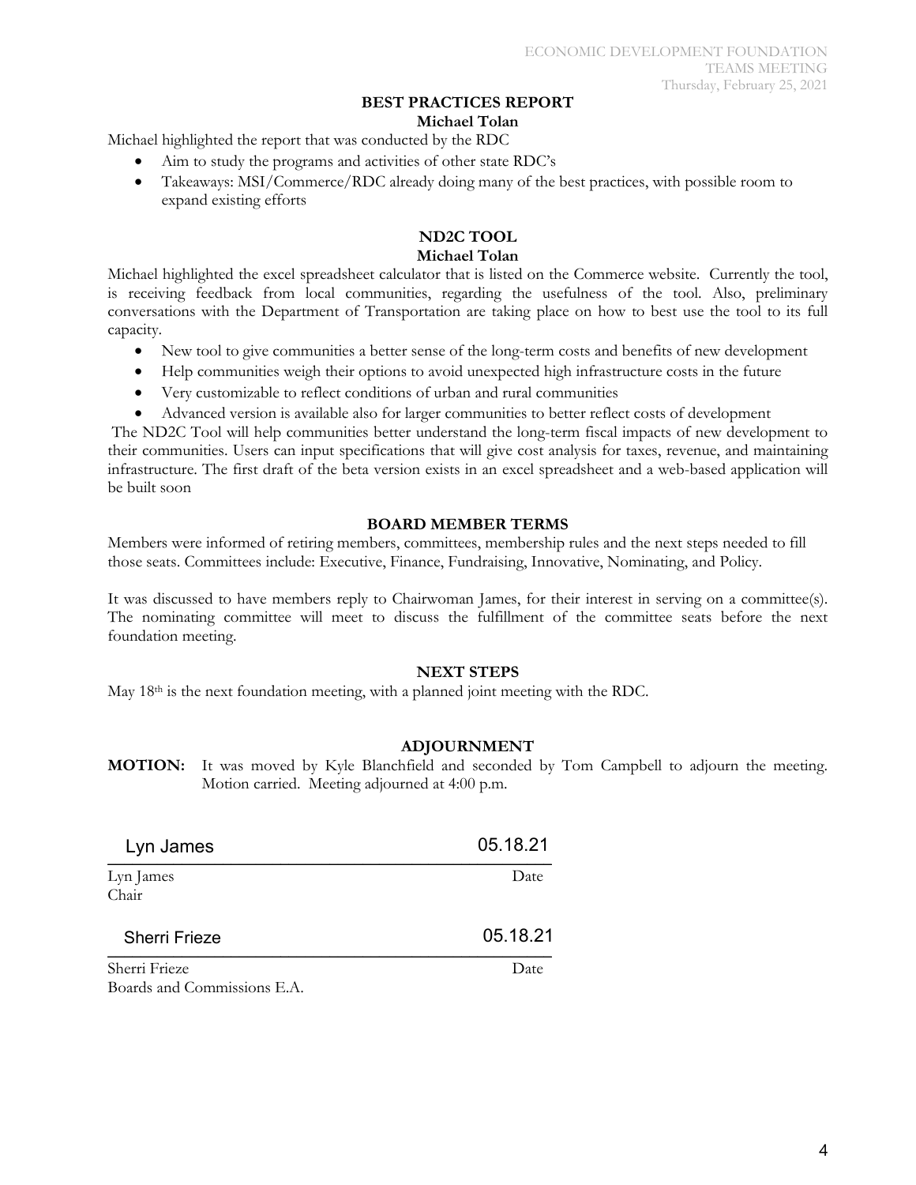## BEST PRACTICES REPORT

**Michael Tolan**

Michael highlighted the report that was conducted by the RDC

- Aim to study the programs and activities of other state RDC's
- Takeaways: MSI/Commerce/RDC already doing many of the best practices, with possible room to expand existing efforts

## ND2C TOOL

**Michael Tolan**

Michael highlighted the excel spreadsheet calculator that is listed on the Commerce website. Currently the tool, is receiving feedback from local communities, regarding the usefulness of the tool. Also, preliminary conversations with the Department of Transportation are taking place on how to best use the tool to its full capacity.

- New tool to give communities a better sense of the long-term costs and benefits of new development
- Help communities weigh their options to avoid unexpected high infrastructure costs in the future
- Very customizable to reflect conditions of urban and rural communities
- Advanced version is available also for larger communities to better reflect costs of development

The ND2C Tool will help communities better understand the long-term fiscal impacts of new development to their communities. Users can input specifications that will give cost analysis for taxes, revenue, and maintaining infrastructure. The first draft of the beta version exists in an excel spreadsheet and a web-based application will be built soon

## BOARD MEMBER TERMS

Members were informed of retiring members, committees, membership rules and the next steps needed to fill those seats. Committees include: Executive, Finance, Fundraising, Innovative, Nominating, and Policy.

It was discussed to have members reply to Chairwoman James, for their interest in serving on a committee(s). The nominating committee will meet to discuss the fulfillment of the committee seats before the next foundation meeting.

## NEXT STEPS

May 18th is the next foundation meeting, with a planned joint meeting with the RDC.

## ADJOURNMENT

**MOTION:** It was moved by Kyle Blanchfield and seconded by Tom Campbell to adjourn the meeting. Motion carried. Meeting adjourned at 4:00 p.m.

Lyn James 05.18.21

Lyn James Date
Chair

Sherri Frieze 05.18.21

Sherri Frieze Date
Boards and Commissions E.A.